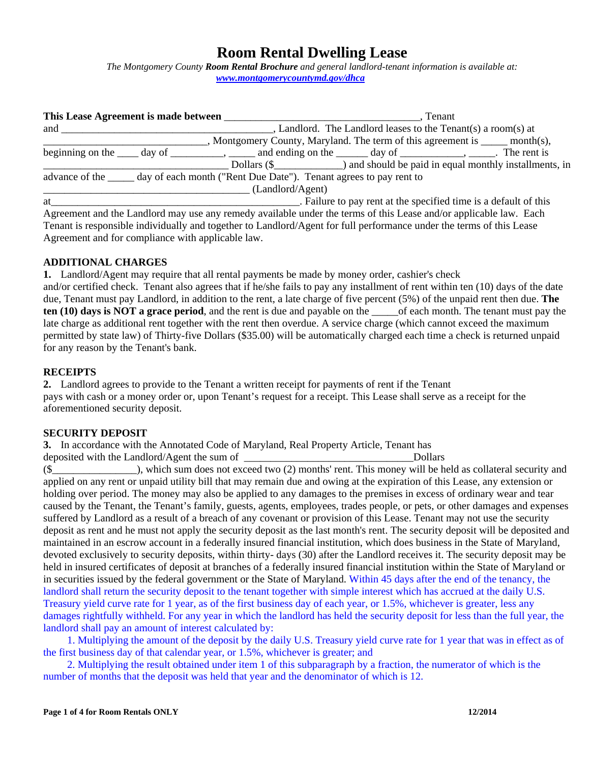# Room Rental Dwelling Lease

*The Montgomery County* ***Room Rental Brochure*** *and general landlord-tenant information is available at:* ***[www.montgomerycountymd.gov/dhca](www.montgomerycountymd.gov/dhca)***

**This Lease Agreement is made between** ____________________________________, Tenant and ________________________________________, Landlord. The Landlord leases to the Tenant(s) a room(s) at ______________________________, Montgomery County, Maryland. The term of this agreement is _____ month(s), beginning on the ____ day of __________, _____ and ending on the ______ day of ____________, _____. The rent is __________________________________ Dollars ($_____________) and should be paid in equal monthly installments, in advance of the _____ day of each month ("Rent Due Date"). Tenant agrees to pay rent to ______________________________________ (Landlord/Agent) at_______________________________________________. Failure to pay rent at the specified time is a default of this Agreement and the Landlord may use any remedy available under the terms of this Lease and/or applicable law. Each Tenant is responsible individually and together to Landlord/Agent for full performance under the terms of this Lease Agreement and for compliance with applicable law.

**ADDITIONAL CHARGES**

**1.** Landlord/Agent may require that all rental payments be made by money order, cashier's check and/or certified check. Tenant also agrees that if he/she fails to pay any installment of rent within ten (10) days of the date due, Tenant must pay Landlord, in addition to the rent, a late charge of five percent (5%) of the unpaid rent then due. **The ten (10) days is NOT a grace period**, and the rent is due and payable on the _____of each month. The tenant must pay the late charge as additional rent together with the rent then overdue. A service charge (which cannot exceed the maximum permitted by state law) of Thirty-five Dollars ($35.00) will be automatically charged each time a check is returned unpaid for any reason by the Tenant's bank.

**RECEIPTS**

**2.** Landlord agrees to provide to the Tenant a written receipt for payments of rent if the Tenant pays with cash or a money order or, upon Tenant's request for a receipt. This Lease shall serve as a receipt for the aforementioned security deposit.

**SECURITY DEPOSIT**

**3.** In accordance with the Annotated Code of Maryland, Real Property Article, Tenant has deposited with the Landlord/Agent the sum of ________________________________Dollars ($________________), which sum does not exceed two (2) months' rent. This money will be held as collateral security and applied on any rent or unpaid utility bill that may remain due and owing at the expiration of this Lease, any extension or holding over period. The money may also be applied to any damages to the premises in excess of ordinary wear and tear caused by the Tenant, the Tenant's family, guests, agents, employees, trades people, or pets, or other damages and expenses suffered by Landlord as a result of a breach of any covenant or provision of this Lease. Tenant may not use the security deposit as rent and he must not apply the security deposit as the last month's rent. The security deposit will be deposited and maintained in an escrow account in a federally insured financial institution, which does business in the State of Maryland, devoted exclusively to security deposits, within thirty- days (30) after the Landlord receives it. The security deposit may be held in insured certificates of deposit at branches of a federally insured financial institution within the State of Maryland or in securities issued by the federal government or the State of Maryland. Within 45 days after the end of the tenancy, the landlord shall return the security deposit to the tenant together with simple interest which has accrued at the daily U.S. Treasury yield curve rate for 1 year, as of the first business day of each year, or 1.5%, whichever is greater, less any damages rightfully withheld. For any year in which the landlord has held the security deposit for less than the full year, the landlord shall pay an amount of interest calculated by:

1. Multiplying the amount of the deposit by the daily U.S. Treasury yield curve rate for 1 year that was in effect as of the first business day of that calendar year, or 1.5%, whichever is greater; and
2. Multiplying the result obtained under item 1 of this subparagraph by a fraction, the numerator of which is the number of months that the deposit was held that year and the denominator of which is 12.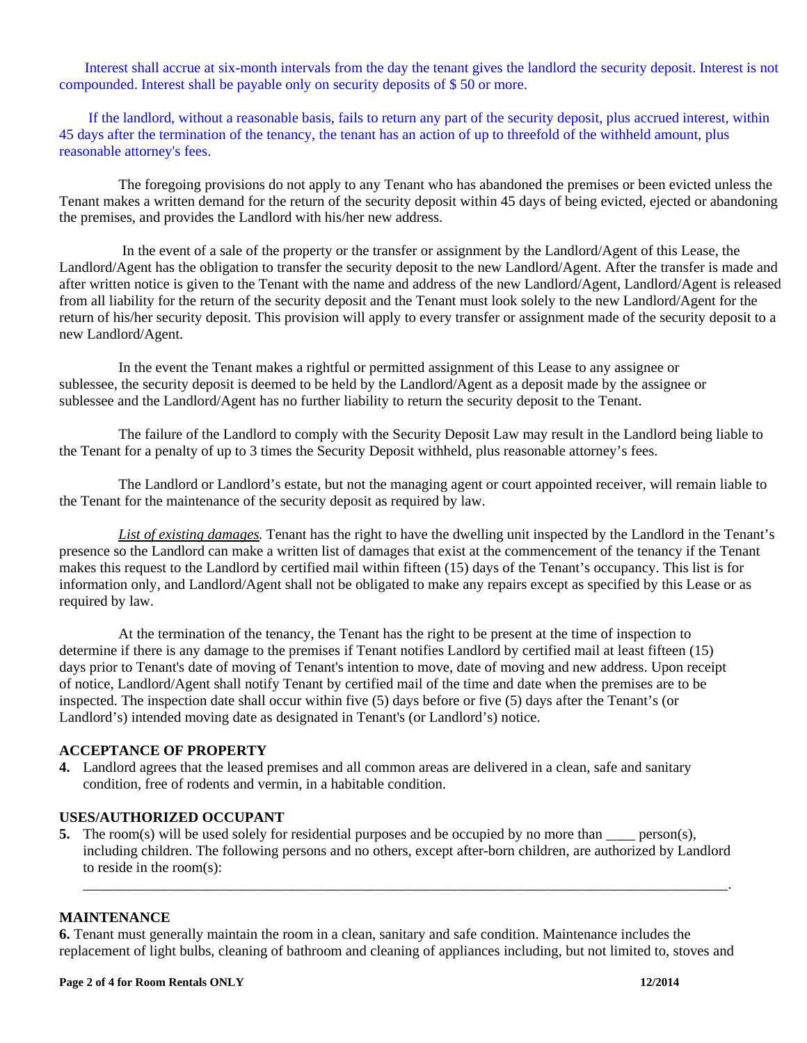Interest shall accrue at six-month intervals from the day the tenant gives the landlord the security deposit. Interest is not compounded. Interest shall be payable only on security deposits of $ 50 or more.

If the landlord, without a reasonable basis, fails to return any part of the security deposit, plus accrued interest, within 45 days after the termination of the tenancy, the tenant has an action of up to threefold of the withheld amount, plus reasonable attorney's fees.

The foregoing provisions do not apply to any Tenant who has abandoned the premises or been evicted unless the Tenant makes a written demand for the return of the security deposit within 45 days of being evicted, ejected or abandoning the premises, and provides the Landlord with his/her new address.

In the event of a sale of the property or the transfer or assignment by the Landlord/Agent of this Lease, the Landlord/Agent has the obligation to transfer the security deposit to the new Landlord/Agent. After the transfer is made and after written notice is given to the Tenant with the name and address of the new Landlord/Agent, Landlord/Agent is released from all liability for the return of the security deposit and the Tenant must look solely to the new Landlord/Agent for the return of his/her security deposit. This provision will apply to every transfer or assignment made of the security deposit to a new Landlord/Agent.

In the event the Tenant makes a rightful or permitted assignment of this Lease to any assignee or sublessee, the security deposit is deemed to be held by the Landlord/Agent as a deposit made by the assignee or sublessee and the Landlord/Agent has no further liability to return the security deposit to the Tenant.

The failure of the Landlord to comply with the Security Deposit Law may result in the Landlord being liable to the Tenant for a penalty of up to 3 times the Security Deposit withheld, plus reasonable attorney's fees.

The Landlord or Landlord's estate, but not the managing agent or court appointed receiver, will remain liable to the Tenant for the maintenance of the security deposit as required by law.

*List of existing damages.* Tenant has the right to have the dwelling unit inspected by the Landlord in the Tenant's presence so the Landlord can make a written list of damages that exist at the commencement of the tenancy if the Tenant makes this request to the Landlord by certified mail within fifteen (15) days of the Tenant's occupancy. This list is for information only, and Landlord/Agent shall not be obligated to make any repairs except as specified by this Lease or as required by law.

At the termination of the tenancy, the Tenant has the right to be present at the time of inspection to determine if there is any damage to the premises if Tenant notifies Landlord by certified mail at least fifteen (15) days prior to Tenant's date of moving of Tenant's intention to move, date of moving and new address. Upon receipt of notice, Landlord/Agent shall notify Tenant by certified mail of the time and date when the premises are to be inspected. The inspection date shall occur within five (5) days before or five (5) days after the Tenant's (or Landlord's) intended moving date as designated in Tenant's (or Landlord's) notice.

### ACCEPTANCE OF PROPERTY

**4.** Landlord agrees that the leased premises and all common areas are delivered in a clean, safe and sanitary condition, free of rodents and vermin, in a habitable condition.

### USES/AUTHORIZED OCCUPANT

**5.** The room(s) will be used solely for residential purposes and be occupied by no more than ____ person(s), including children. The following persons and no others, except after-born children, are authorized by Landlord to reside in the room(s):

_______________________________________________________________________________________________.

### MAINTENANCE

**6.** Tenant must generally maintain the room in a clean, sanitary and safe condition. Maintenance includes the replacement of light bulbs, cleaning of bathroom and cleaning of appliances including, but not limited to, stoves and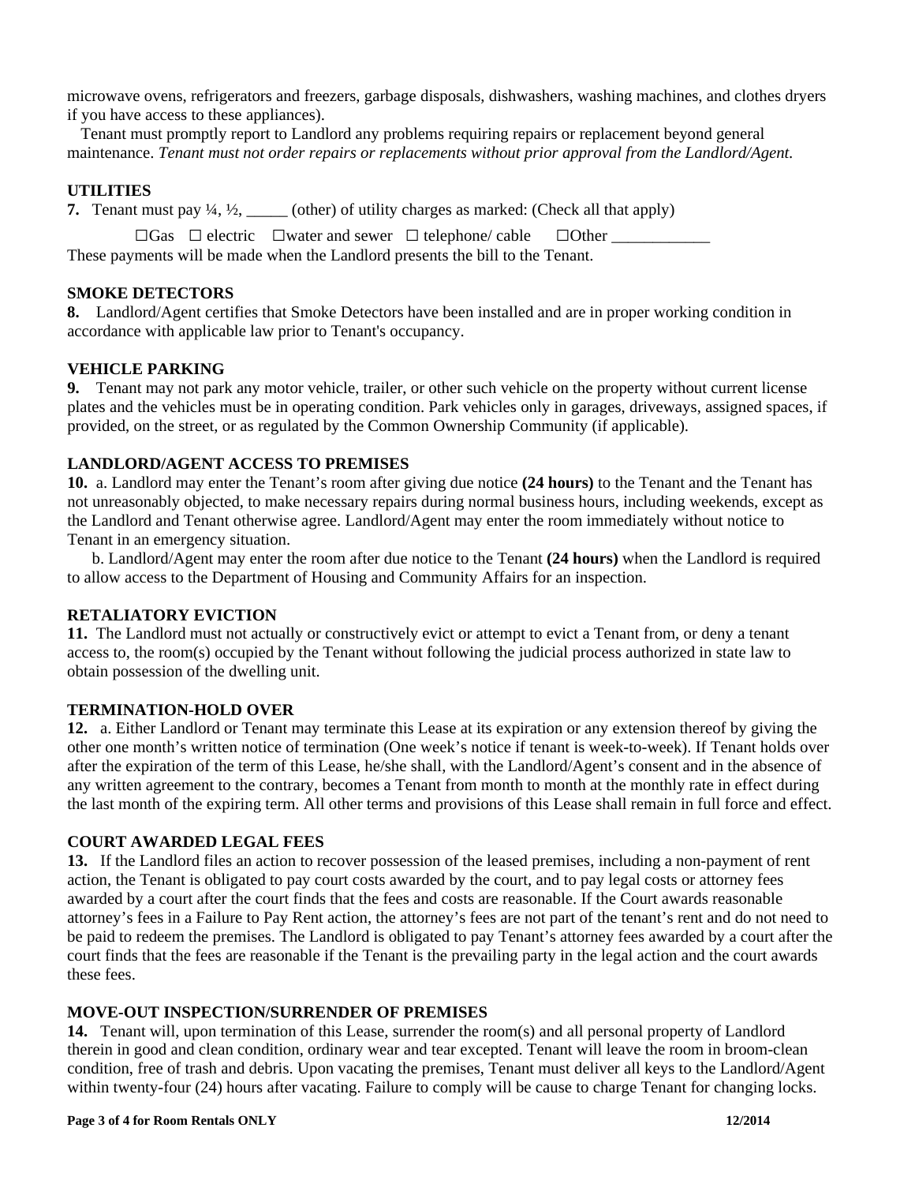microwave ovens, refrigerators and freezers, garbage disposals, dishwashers, washing machines, and clothes dryers if you have access to these appliances).

Tenant must promptly report to Landlord any problems requiring repairs or replacement beyond general maintenance. *Tenant must not order repairs or replacements without prior approval from the Landlord/Agent.*

**UTILITIES**

**7.** Tenant must pay ¼, ½, _____ (other) of utility charges as marked: (Check all that apply)

☐Gas ☐ electric ☐water and sewer ☐ telephone/ cable ☐Other ____________

These payments will be made when the Landlord presents the bill to the Tenant.

**SMOKE DETECTORS**

**8.** Landlord/Agent certifies that Smoke Detectors have been installed and are in proper working condition in accordance with applicable law prior to Tenant's occupancy.

**VEHICLE PARKING**

**9.** Tenant may not park any motor vehicle, trailer, or other such vehicle on the property without current license plates and the vehicles must be in operating condition. Park vehicles only in garages, driveways, assigned spaces, if provided, on the street, or as regulated by the Common Ownership Community (if applicable).

**LANDLORD/AGENT ACCESS TO PREMISES**

**10.** a. Landlord may enter the Tenant's room after giving due notice **(24 hours)** to the Tenant and the Tenant has not unreasonably objected, to make necessary repairs during normal business hours, including weekends, except as the Landlord and Tenant otherwise agree. Landlord/Agent may enter the room immediately without notice to Tenant in an emergency situation.

b. Landlord/Agent may enter the room after due notice to the Tenant **(24 hours)** when the Landlord is required to allow access to the Department of Housing and Community Affairs for an inspection.

**RETALIATORY EVICTION**

**11.** The Landlord must not actually or constructively evict or attempt to evict a Tenant from, or deny a tenant access to, the room(s) occupied by the Tenant without following the judicial process authorized in state law to obtain possession of the dwelling unit.

**TERMINATION-HOLD OVER**

**12.** a. Either Landlord or Tenant may terminate this Lease at its expiration or any extension thereof by giving the other one month's written notice of termination (One week's notice if tenant is week-to-week). If Tenant holds over after the expiration of the term of this Lease, he/she shall, with the Landlord/Agent's consent and in the absence of any written agreement to the contrary, becomes a Tenant from month to month at the monthly rate in effect during the last month of the expiring term. All other terms and provisions of this Lease shall remain in full force and effect.

**COURT AWARDED LEGAL FEES**

**13.** If the Landlord files an action to recover possession of the leased premises, including a non-payment of rent action, the Tenant is obligated to pay court costs awarded by the court, and to pay legal costs or attorney fees awarded by a court after the court finds that the fees and costs are reasonable. If the Court awards reasonable attorney's fees in a Failure to Pay Rent action, the attorney's fees are not part of the tenant's rent and do not need to be paid to redeem the premises. The Landlord is obligated to pay Tenant's attorney fees awarded by a court after the court finds that the fees are reasonable if the Tenant is the prevailing party in the legal action and the court awards these fees.

**MOVE-OUT INSPECTION/SURRENDER OF PREMISES**

**14.** Tenant will, upon termination of this Lease, surrender the room(s) and all personal property of Landlord therein in good and clean condition, ordinary wear and tear excepted. Tenant will leave the room in broom-clean condition, free of trash and debris. Upon vacating the premises, Tenant must deliver all keys to the Landlord/Agent within twenty-four (24) hours after vacating. Failure to comply will be cause to charge Tenant for changing locks.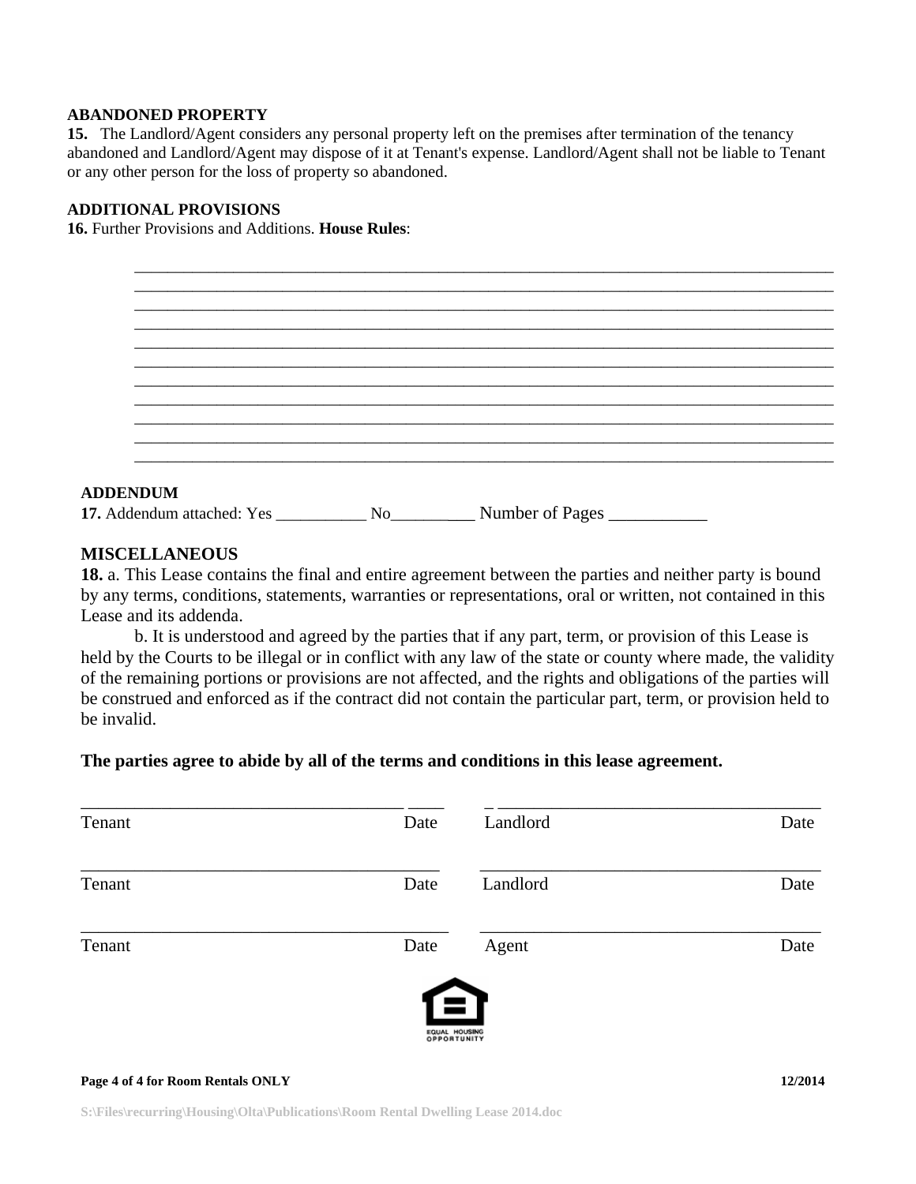**ABANDONED PROPERTY**

**15.** The Landlord/Agent considers any personal property left on the premises after termination of the tenancy abandoned and Landlord/Agent may dispose of it at Tenant's expense. Landlord/Agent shall not be liable to Tenant or any other person for the loss of property so abandoned.

**ADDITIONAL PROVISIONS**

**16.** Further Provisions and Additions. **House Rules**:

_____________________________________________________________________________
_____________________________________________________________________________
_____________________________________________________________________________
_____________________________________________________________________________
_____________________________________________________________________________
_____________________________________________________________________________
_____________________________________________________________________________
_____________________________________________________________________________
_____________________________________________________________________________
_____________________________________________________________________________
_____________________________________________________________________________

**ADDENDUM**

**17.** Addendum attached: Yes ___________ No___________ Number of Pages ___________

**MISCELLANEOUS**

**18.** a. This Lease contains the final and entire agreement between the parties and neither party is bound by any terms, conditions, statements, warranties or representations, oral or written, not contained in this Lease and its addenda.

b. It is understood and agreed by the parties that if any part, term, or provision of this Lease is held by the Courts to be illegal or in conflict with any law of the state or county where made, the validity of the remaining portions or provisions are not affected, and the rights and obligations of the parties will be construed and enforced as if the contract did not contain the particular part, term, or provision held to be invalid.

**The parties agree to abide by all of the terms and conditions in this lease agreement.**

| | | | |
|---|---|---|---|
| _________________________ Tenant | Date | _________________________ Landlord | Date |
| _________________________ Tenant | Date | _________________________ Landlord | Date |
| _________________________ Tenant | Date | _________________________ Agent | Date |

EQUAL HOUSING OPPORTUNITY

**Page 4 of 4 for Room Rentals ONLY** **12/2014**

**S:\Files\recurring\Housing\Olta\Publications\Room Rental Dwelling Lease 2014.doc**